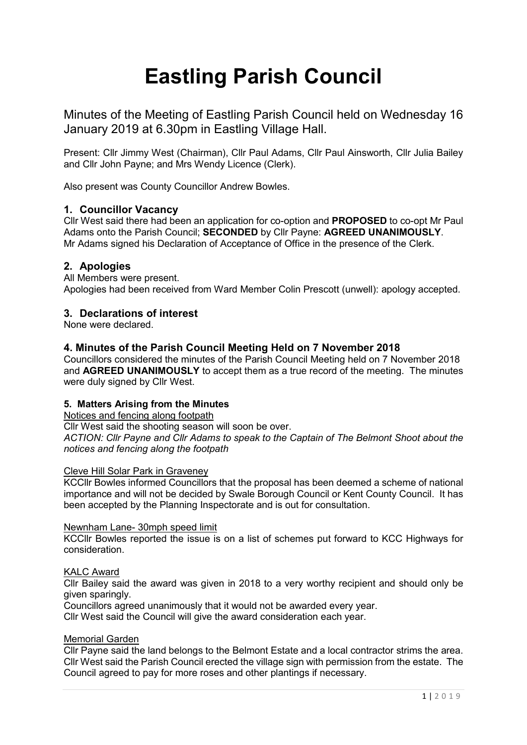# Eastling Parish Council

Minutes of the Meeting of Eastling Parish Council held on Wednesday 16 January 2019 at 6.30pm in Eastling Village Hall.

Present: Cllr Jimmy West (Chairman), Cllr Paul Adams, Cllr Paul Ainsworth, Cllr Julia Bailey and Cllr John Payne; and Mrs Wendy Licence (Clerk).

Also present was County Councillor Andrew Bowles.

## 1. Councillor Vacancy

Cllr West said there had been an application for co-option and **PROPOSED** to co-opt Mr Paul Adams onto the Parish Council; **SECONDED** by Cllr Payne: **AGREED UNANIMOUSLY**. Mr Adams signed his Declaration of Acceptance of Office in the presence of the Clerk.

## 2. Apologies

All Members were present.
Apologies had been received from Ward Member Colin Prescott (unwell): apology accepted.

## 3. Declarations of interest

None were declared.

## 4. Minutes of the Parish Council Meeting Held on 7 November 2018

Councillors considered the minutes of the Parish Council Meeting held on 7 November 2018 and **AGREED UNANIMOUSLY** to accept them as a true record of the meeting. The minutes were duly signed by Cllr West.

### 5. Matters Arising from the Minutes

Notices and fencing along footpath

Cllr West said the shooting season will soon be over.
*ACTION: Cllr Payne and Cllr Adams to speak to the Captain of The Belmont Shoot about the notices and fencing along the footpath*

Cleve Hill Solar Park in Graveney

KCCllr Bowles informed Councillors that the proposal has been deemed a scheme of national importance and will not be decided by Swale Borough Council or Kent County Council. It has been accepted by the Planning Inspectorate and is out for consultation.

Newnham Lane- 30mph speed limit

KCCllr Bowles reported the issue is on a list of schemes put forward to KCC Highways for consideration.

KALC Award

Cllr Bailey said the award was given in 2018 to a very worthy recipient and should only be given sparingly.
Councillors agreed unanimously that it would not be awarded every year.
Cllr West said the Council will give the award consideration each year.

Memorial Garden

Cllr Payne said the land belongs to the Belmont Estate and a local contractor strims the area. Cllr West said the Parish Council erected the village sign with permission from the estate. The Council agreed to pay for more roses and other plantings if necessary.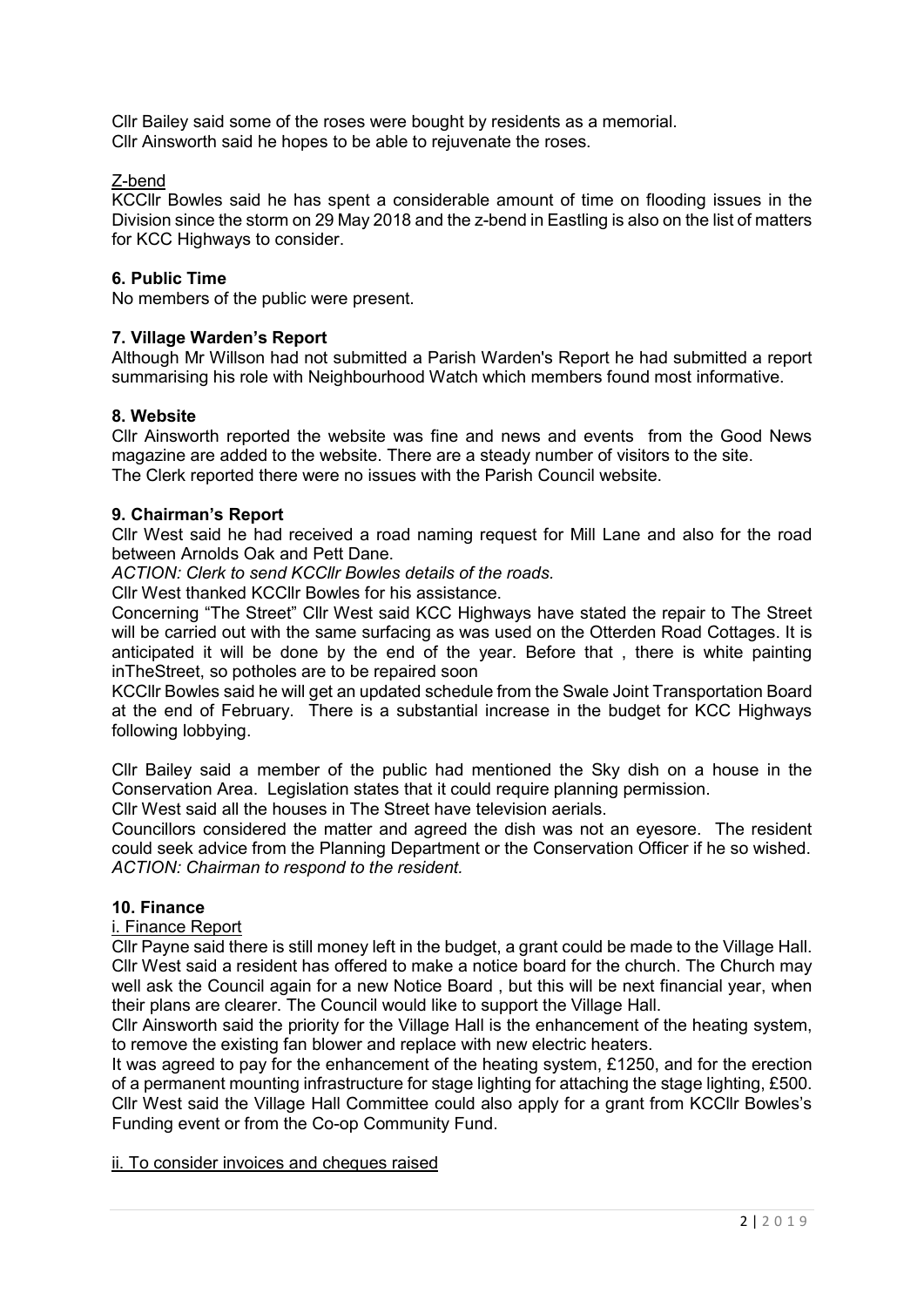Cllr Bailey said some of the roses were bought by residents as a memorial.
Cllr Ainsworth said he hopes to be able to rejuvenate the roses.

Z-bend

KCCllr Bowles said he has spent a considerable amount of time on flooding issues in the Division since the storm on 29 May 2018 and the z-bend in Eastling is also on the list of matters for KCC Highways to consider.

### 6. Public Time

No members of the public were present.

### 7. Village Warden's Report

Although Mr Willson had not submitted a Parish Warden's Report he had submitted a report summarising his role with Neighbourhood Watch which members found most informative.

### 8. Website

Cllr Ainsworth reported the website was fine and news and events from the Good News magazine are added to the website. There are a steady number of visitors to the site.
The Clerk reported there were no issues with the Parish Council website.

### 9. Chairman's Report

Cllr West said he had received a road naming request for Mill Lane and also for the road between Arnolds Oak and Pett Dane.

*ACTION: Clerk to send KCCllr Bowles details of the roads.*

Cllr West thanked KCCllr Bowles for his assistance.

Concerning "The Street" Cllr West said KCC Highways have stated the repair to The Street will be carried out with the same surfacing as was used on the Otterden Road Cottages. It is anticipated it will be done by the end of the year. Before that , there is white painting inTheStreet, so potholes are to be repaired soon

KCCllr Bowles said he will get an updated schedule from the Swale Joint Transportation Board at the end of February. There is a substantial increase in the budget for KCC Highways following lobbying.

Cllr Bailey said a member of the public had mentioned the Sky dish on a house in the Conservation Area. Legislation states that it could require planning permission.

Cllr West said all the houses in The Street have television aerials.

Councillors considered the matter and agreed the dish was not an eyesore. The resident could seek advice from the Planning Department or the Conservation Officer if he so wished.

*ACTION: Chairman to respond to the resident.*

### 10. Finance

i. Finance Report

Cllr Payne said there is still money left in the budget, a grant could be made to the Village Hall.
Cllr West said a resident has offered to make a notice board for the church. The Church may well ask the Council again for a new Notice Board , but this will be next financial year, when their plans are clearer. The Council would like to support the Village Hall.

Cllr Ainsworth said the priority for the Village Hall is the enhancement of the heating system, to remove the existing fan blower and replace with new electric heaters.

It was agreed to pay for the enhancement of the heating system, £1250, and for the erection of a permanent mounting infrastructure for stage lighting for attaching the stage lighting, £500.
Cllr West said the Village Hall Committee could also apply for a grant from KCCllr Bowles's Funding event or from the Co-op Community Fund.

ii. To consider invoices and cheques raised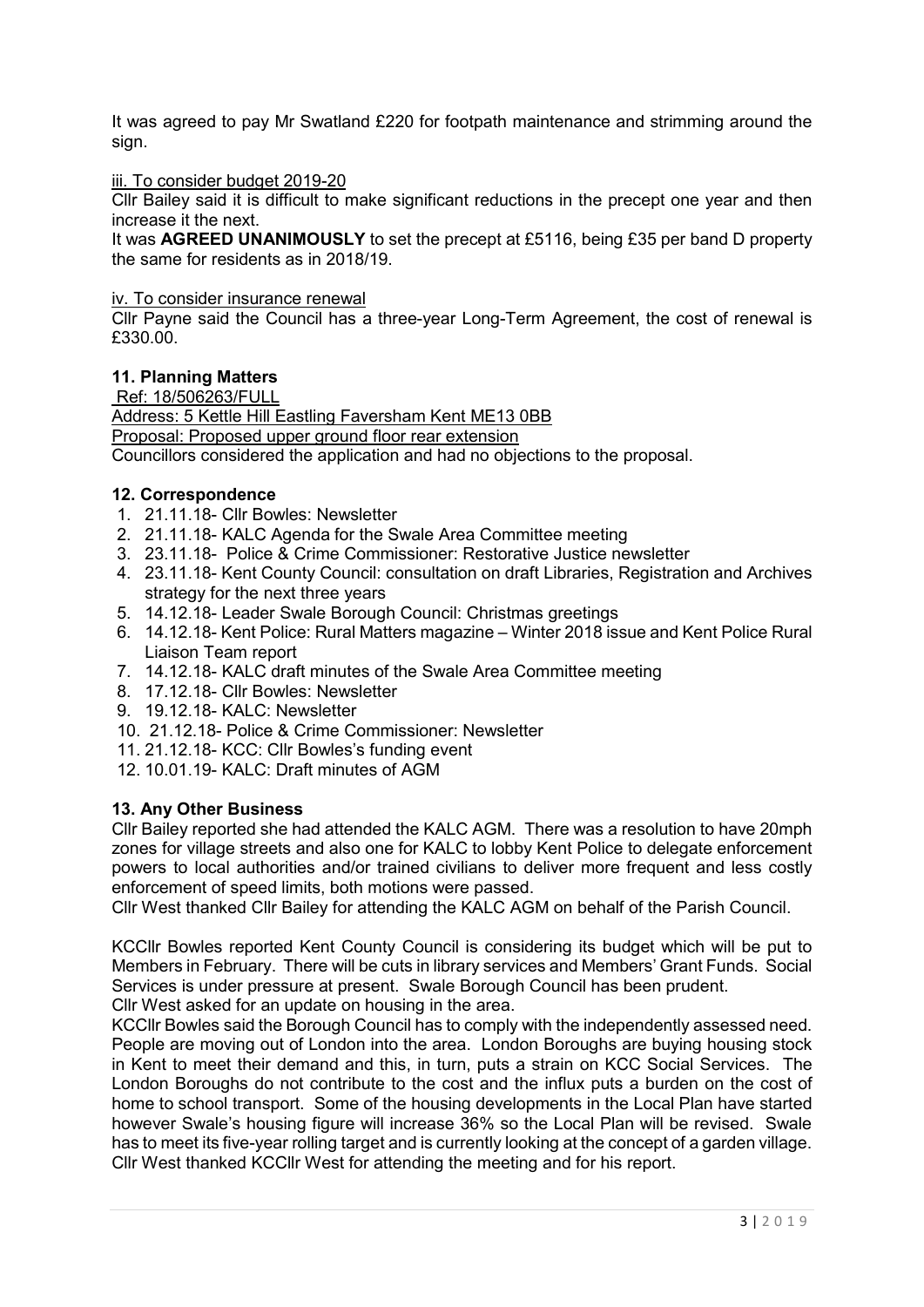It was agreed to pay Mr Swatland £220 for footpath maintenance and strimming around the sign.

iii. To consider budget 2019-20

Cllr Bailey said it is difficult to make significant reductions in the precept one year and then increase it the next.

It was **AGREED UNANIMOUSLY** to set the precept at £5116, being £35 per band D property the same for residents as in 2018/19.

iv. To consider insurance renewal

Cllr Payne said the Council has a three-year Long-Term Agreement, the cost of renewal is £330.00.

### 11. Planning Matters

Ref: 18/506263/FULL

Address: 5 Kettle Hill Eastling Faversham Kent ME13 0BB

Proposal: Proposed upper ground floor rear extension

Councillors considered the application and had no objections to the proposal.

### 12. Correspondence

1. 21.11.18- Cllr Bowles: Newsletter
2. 21.11.18- KALC Agenda for the Swale Area Committee meeting
3. 23.11.18- Police & Crime Commissioner: Restorative Justice newsletter
4. 23.11.18- Kent County Council: consultation on draft Libraries, Registration and Archives strategy for the next three years
5. 14.12.18- Leader Swale Borough Council: Christmas greetings
6. 14.12.18- Kent Police: Rural Matters magazine – Winter 2018 issue and Kent Police Rural Liaison Team report
7. 14.12.18- KALC draft minutes of the Swale Area Committee meeting
8. 17.12.18- Cllr Bowles: Newsletter
9. 19.12.18- KALC: Newsletter
10. 21.12.18- Police & Crime Commissioner: Newsletter
11. 21.12.18- KCC: Cllr Bowles's funding event
12. 10.01.19- KALC: Draft minutes of AGM

### 13. Any Other Business

Cllr Bailey reported she had attended the KALC AGM. There was a resolution to have 20mph zones for village streets and also one for KALC to lobby Kent Police to delegate enforcement powers to local authorities and/or trained civilians to deliver more frequent and less costly enforcement of speed limits, both motions were passed.

Cllr West thanked Cllr Bailey for attending the KALC AGM on behalf of the Parish Council.

KCCllr Bowles reported Kent County Council is considering its budget which will be put to Members in February. There will be cuts in library services and Members' Grant Funds. Social Services is under pressure at present. Swale Borough Council has been prudent.

Cllr West asked for an update on housing in the area.

KCCllr Bowles said the Borough Council has to comply with the independently assessed need. People are moving out of London into the area. London Boroughs are buying housing stock in Kent to meet their demand and this, in turn, puts a strain on KCC Social Services. The London Boroughs do not contribute to the cost and the influx puts a burden on the cost of home to school transport. Some of the housing developments in the Local Plan have started however Swale's housing figure will increase 36% so the Local Plan will be revised. Swale has to meet its five-year rolling target and is currently looking at the concept of a garden village.

Cllr West thanked KCCllr West for attending the meeting and for his report.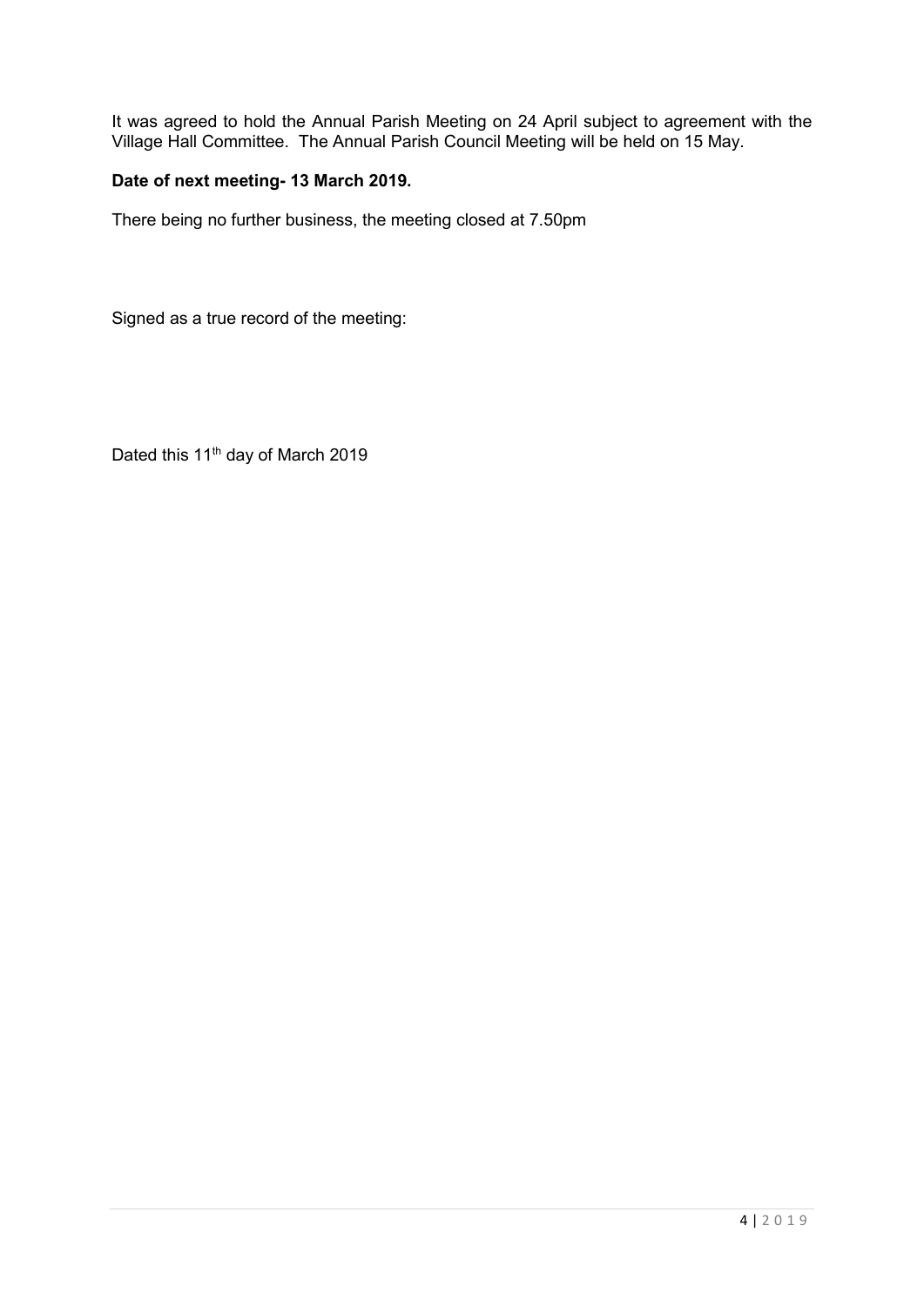It was agreed to hold the Annual Parish Meeting on 24 April subject to agreement with the Village Hall Committee. The Annual Parish Council Meeting will be held on 15 May.

**Date of next meeting- 13 March 2019.**

There being no further business, the meeting closed at 7.50pm

Signed as a true record of the meeting:

Dated this 11th day of March 2019